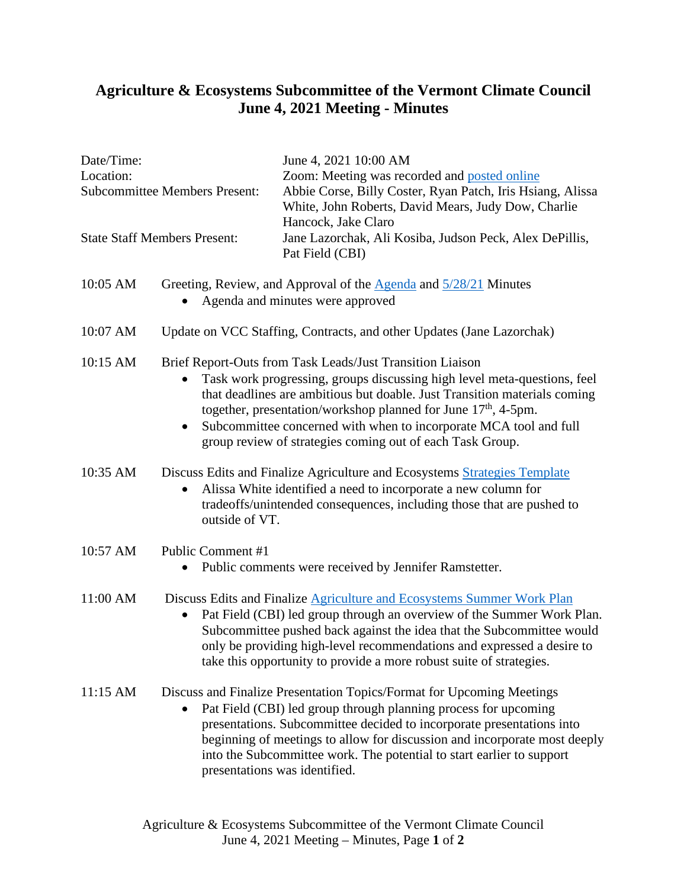# Agriculture & Ecosystems Subcommittee of the Vermont Climate Council
# June 4, 2021 Meeting - Minutes

| | |
|---|---|
| Date/Time: | June 4, 2021 10:00 AM |
| Location: | Zoom: Meeting was recorded and posted online |
| Subcommittee Members Present: | Abbie Corse, Billy Coster, Ryan Patch, Iris Hsiang, Alissa White, John Roberts, David Mears, Judy Dow, Charlie Hancock, Jake Claro |
| State Staff Members Present: | Jane Lazorchak, Ali Kosiba, Judson Peck, Alex DePillis, Pat Field (CBI) |

**10:05 AM** Greeting, Review, and Approval of the Agenda and 5/28/21 Minutes

- Agenda and minutes were approved

**10:07 AM** Update on VCC Staffing, Contracts, and other Updates (Jane Lazorchak)

**10:15 AM** Brief Report-Outs from Task Leads/Just Transition Liaison

- Task work progressing, groups discussing high level meta-questions, feel that deadlines are ambitious but doable. Just Transition materials coming together, presentation/workshop planned for June 17th, 4-5pm.
- Subcommittee concerned with when to incorporate MCA tool and full group review of strategies coming out of each Task Group.

**10:35 AM** Discuss Edits and Finalize Agriculture and Ecosystems Strategies Template

- Alissa White identified a need to incorporate a new column for tradeoffs/unintended consequences, including those that are pushed to outside of VT.

**10:57 AM** Public Comment #1

- Public comments were received by Jennifer Ramstetter.

**11:00 AM** Discuss Edits and Finalize Agriculture and Ecosystems Summer Work Plan

- Pat Field (CBI) led group through an overview of the Summer Work Plan. Subcommittee pushed back against the idea that the Subcommittee would only be providing high-level recommendations and expressed a desire to take this opportunity to provide a more robust suite of strategies.

**11:15 AM** Discuss and Finalize Presentation Topics/Format for Upcoming Meetings

- Pat Field (CBI) led group through planning process for upcoming presentations. Subcommittee decided to incorporate presentations into beginning of meetings to allow for discussion and incorporate most deeply into the Subcommittee work. The potential to start earlier to support presentations was identified.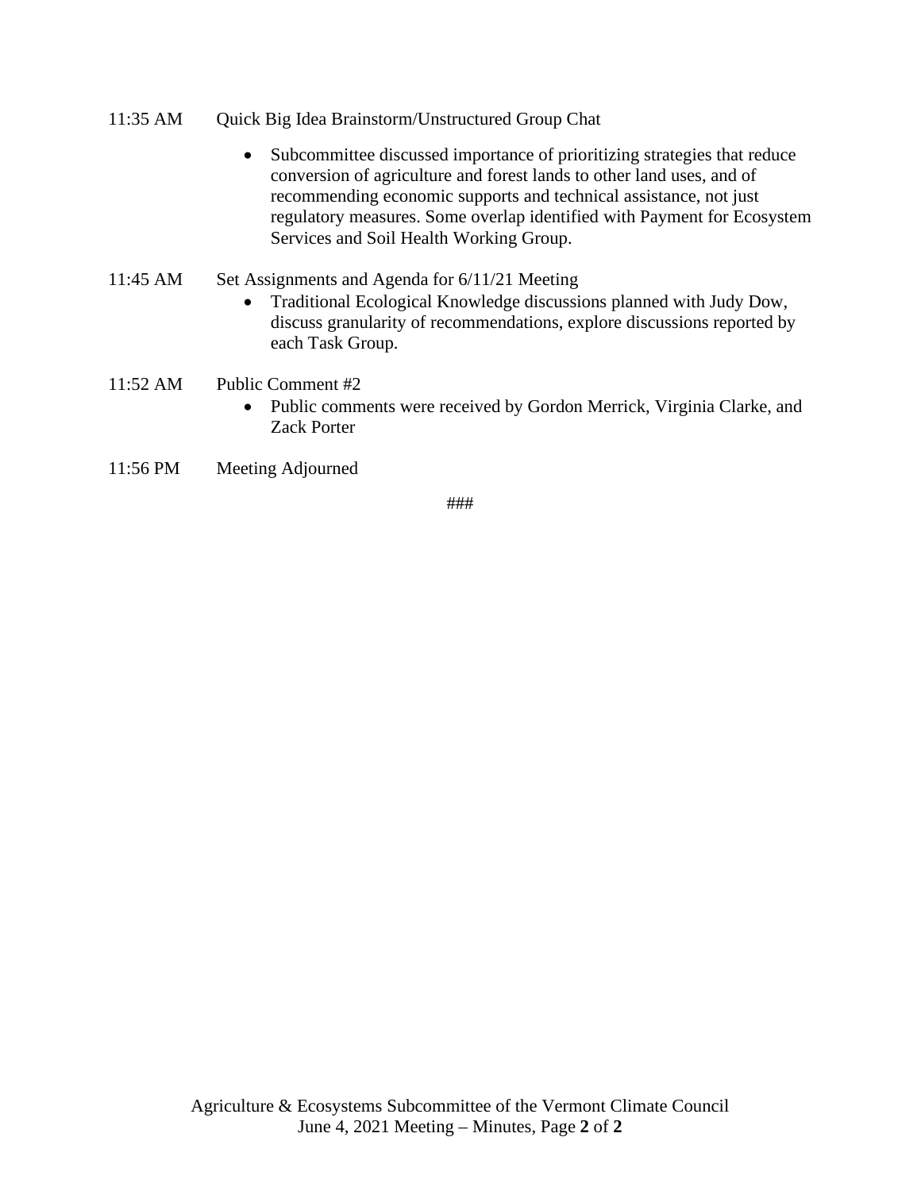11:35 AM Quick Big Idea Brainstorm/Unstructured Group Chat

- Subcommittee discussed importance of prioritizing strategies that reduce conversion of agriculture and forest lands to other land uses, and of recommending economic supports and technical assistance, not just regulatory measures. Some overlap identified with Payment for Ecosystem Services and Soil Health Working Group.

11:45 AM Set Assignments and Agenda for 6/11/21 Meeting

- Traditional Ecological Knowledge discussions planned with Judy Dow, discuss granularity of recommendations, explore discussions reported by each Task Group.

11:52 AM Public Comment #2

- Public comments were received by Gordon Merrick, Virginia Clarke, and Zack Porter

11:56 PM Meeting Adjourned

###